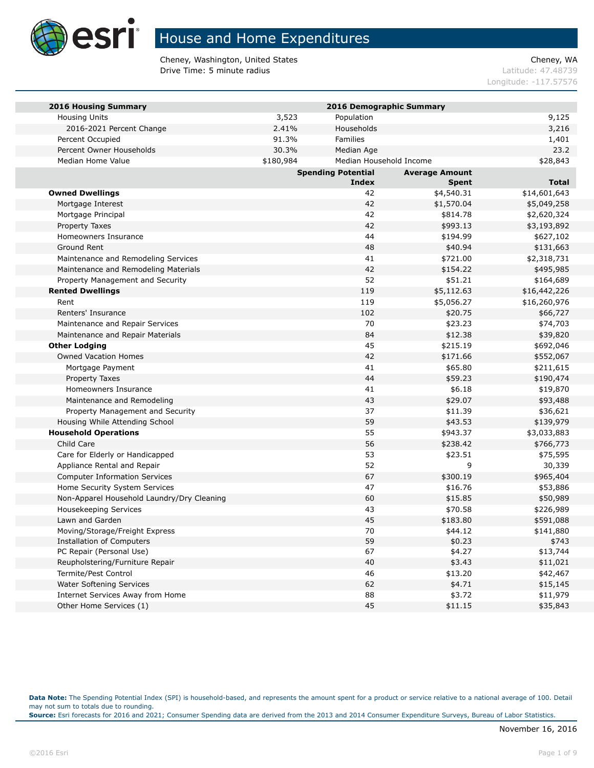# House and Home Expenditures

Cheney, Washington, United States
Drive Time: 5 minute radius

Cheney, WA
Latitude: 47.48739
Longitude: -117.57576

| 2016 Housing Summary | | 2016 Demographic Summary | |
|---|---|---|---|
| Housing Units | 3,523 | Population | 9,125 |
| 2016-2021 Percent Change | 2.41% | Households | 3,216 |
| Percent Occupied | 91.3% | Families | 1,401 |
| Percent Owner Households | 30.3% | Median Age | 23.2 |
| Median Home Value | $180,984 | Median Household Income | $28,843 |

| | Spending Potential Index | Average Amount Spent | Total |
|---|---|---|---|
| **Owned Dwellings** | 42 | $4,540.31 | $14,601,643 |
| Mortgage Interest | 42 | $1,570.04 | $5,049,258 |
| Mortgage Principal | 42 | $814.78 | $2,620,324 |
| Property Taxes | 42 | $993.13 | $3,193,892 |
| Homeowners Insurance | 44 | $194.99 | $627,102 |
| Ground Rent | 48 | $40.94 | $131,663 |
| Maintenance and Remodeling Services | 41 | $721.00 | $2,318,731 |
| Maintenance and Remodeling Materials | 42 | $154.22 | $495,985 |
| Property Management and Security | 52 | $51.21 | $164,689 |
| **Rented Dwellings** | 119 | $5,112.63 | $16,442,226 |
| Rent | 119 | $5,056.27 | $16,260,976 |
| Renters' Insurance | 102 | $20.75 | $66,727 |
| Maintenance and Repair Services | 70 | $23.23 | $74,703 |
| Maintenance and Repair Materials | 84 | $12.38 | $39,820 |
| **Other Lodging** | 45 | $215.19 | $692,046 |
| Owned Vacation Homes | 42 | $171.66 | $552,067 |
| Mortgage Payment | 41 | $65.80 | $211,615 |
| Property Taxes | 44 | $59.23 | $190,474 |
| Homeowners Insurance | 41 | $6.18 | $19,870 |
| Maintenance and Remodeling | 43 | $29.07 | $93,488 |
| Property Management and Security | 37 | $11.39 | $36,621 |
| Housing While Attending School | 59 | $43.53 | $139,979 |
| **Household Operations** | 55 | $943.37 | $3,033,883 |
| Child Care | 56 | $238.42 | $766,773 |
| Care for Elderly or Handicapped | 53 | $23.51 | $75,595 |
| Appliance Rental and Repair | 52 | 9 | 30,339 |
| Computer Information Services | 67 | $300.19 | $965,404 |
| Home Security System Services | 47 | $16.76 | $53,886 |
| Non-Apparel Household Laundry/Dry Cleaning | 60 | $15.85 | $50,989 |
| Housekeeping Services | 43 | $70.58 | $226,989 |
| Lawn and Garden | 45 | $183.80 | $591,088 |
| Moving/Storage/Freight Express | 70 | $44.12 | $141,880 |
| Installation of Computers | 59 | $0.23 | $743 |
| PC Repair (Personal Use) | 67 | $4.27 | $13,744 |
| Reupholstering/Furniture Repair | 40 | $3.43 | $11,021 |
| Termite/Pest Control | 46 | $13.20 | $42,467 |
| Water Softening Services | 62 | $4.71 | $15,145 |
| Internet Services Away from Home | 88 | $3.72 | $11,979 |
| Other Home Services (1) | 45 | $11.15 | $35,843 |

**Data Note:** The Spending Potential Index (SPI) is household-based, and represents the amount spent for a product or service relative to a national average of 100. Detail may not sum to totals due to rounding.
**Source:** Esri forecasts for 2016 and 2021; Consumer Spending data are derived from the 2013 and 2014 Consumer Expenditure Surveys, Bureau of Labor Statistics.

November 16, 2016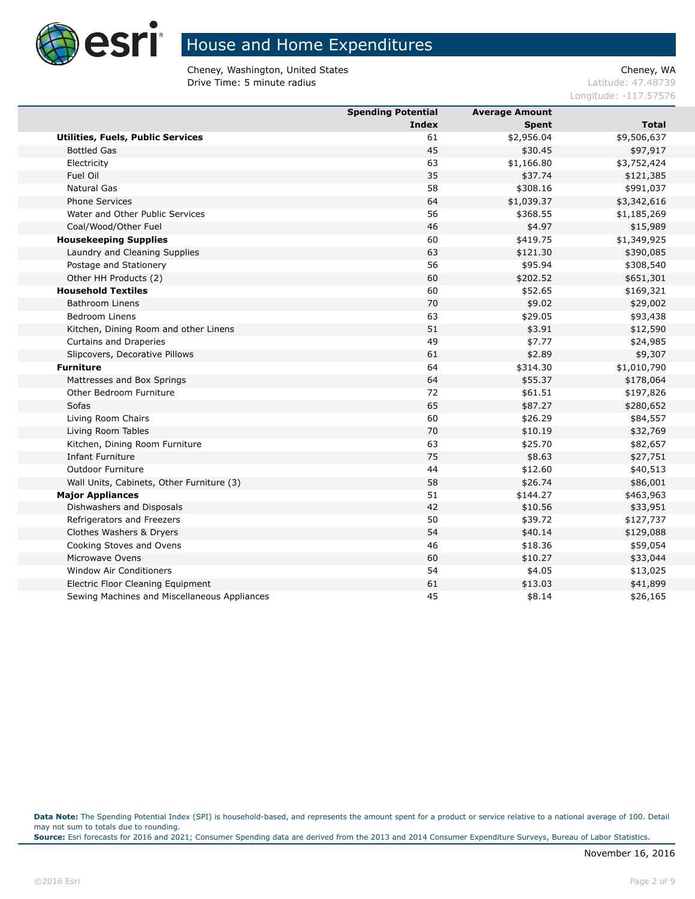# House and Home Expenditures

Cheney, Washington, United States
Drive Time: 5 minute radius

Cheney, WA
Latitude: 47.48739
Longitude: -117.57576

| | Spending Potential Index | Average Amount Spent | Total |
|---|---|---|---|
| **Utilities, Fuels, Public Services** | 61 | $2,956.04 | $9,506,637 |
| Bottled Gas | 45 | $30.45 | $97,917 |
| Electricity | 63 | $1,166.80 | $3,752,424 |
| Fuel Oil | 35 | $37.74 | $121,385 |
| Natural Gas | 58 | $308.16 | $991,037 |
| Phone Services | 64 | $1,039.37 | $3,342,616 |
| Water and Other Public Services | 56 | $368.55 | $1,185,269 |
| Coal/Wood/Other Fuel | 46 | $4.97 | $15,989 |
| **Housekeeping Supplies** | 60 | $419.75 | $1,349,925 |
| Laundry and Cleaning Supplies | 63 | $121.30 | $390,085 |
| Postage and Stationery | 56 | $95.94 | $308,540 |
| Other HH Products (2) | 60 | $202.52 | $651,301 |
| **Household Textiles** | 60 | $52.65 | $169,321 |
| Bathroom Linens | 70 | $9.02 | $29,002 |
| Bedroom Linens | 63 | $29.05 | $93,438 |
| Kitchen, Dining Room and other Linens | 51 | $3.91 | $12,590 |
| Curtains and Draperies | 49 | $7.77 | $24,985 |
| Slipcovers, Decorative Pillows | 61 | $2.89 | $9,307 |
| **Furniture** | 64 | $314.30 | $1,010,790 |
| Mattresses and Box Springs | 64 | $55.37 | $178,064 |
| Other Bedroom Furniture | 72 | $61.51 | $197,826 |
| Sofas | 65 | $87.27 | $280,652 |
| Living Room Chairs | 60 | $26.29 | $84,557 |
| Living Room Tables | 70 | $10.19 | $32,769 |
| Kitchen, Dining Room Furniture | 63 | $25.70 | $82,657 |
| Infant Furniture | 75 | $8.63 | $27,751 |
| Outdoor Furniture | 44 | $12.60 | $40,513 |
| Wall Units, Cabinets, Other Furniture (3) | 58 | $26.74 | $86,001 |
| **Major Appliances** | 51 | $144.27 | $463,963 |
| Dishwashers and Disposals | 42 | $10.56 | $33,951 |
| Refrigerators and Freezers | 50 | $39.72 | $127,737 |
| Clothes Washers & Dryers | 54 | $40.14 | $129,088 |
| Cooking Stoves and Ovens | 46 | $18.36 | $59,054 |
| Microwave Ovens | 60 | $10.27 | $33,044 |
| Window Air Conditioners | 54 | $4.05 | $13,025 |
| Electric Floor Cleaning Equipment | 61 | $13.03 | $41,899 |
| Sewing Machines and Miscellaneous Appliances | 45 | $8.14 | $26,165 |

**Data Note:** The Spending Potential Index (SPI) is household-based, and represents the amount spent for a product or service relative to a national average of 100. Detail may not sum to totals due to rounding.
**Source:** Esri forecasts for 2016 and 2021; Consumer Spending data are derived from the 2013 and 2014 Consumer Expenditure Surveys, Bureau of Labor Statistics.

November 16, 2016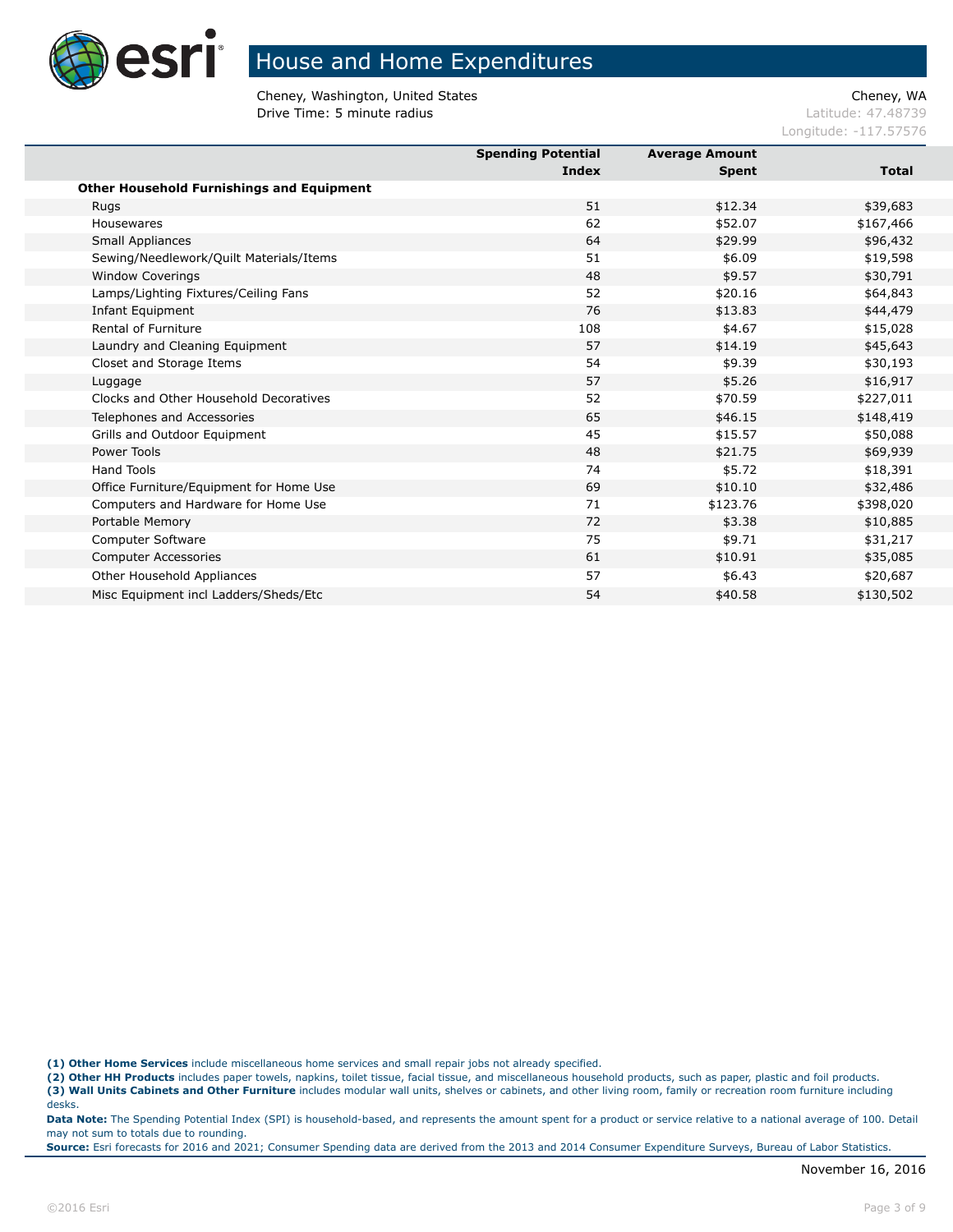# House and Home Expenditures

Cheney, Washington, United States
Drive Time: 5 minute radius

Cheney, WA
Latitude: 47.48739
Longitude: -117.57576

| | Spending Potential Index | Average Amount Spent | Total |
|---|---|---|---|
| **Other Household Furnishings and Equipment** | | | |
| Rugs | 51 | $12.34 | $39,683 |
| Housewares | 62 | $52.07 | $167,466 |
| Small Appliances | 64 | $29.99 | $96,432 |
| Sewing/Needlework/Quilt Materials/Items | 51 | $6.09 | $19,598 |
| Window Coverings | 48 | $9.57 | $30,791 |
| Lamps/Lighting Fixtures/Ceiling Fans | 52 | $20.16 | $64,843 |
| Infant Equipment | 76 | $13.83 | $44,479 |
| Rental of Furniture | 108 | $4.67 | $15,028 |
| Laundry and Cleaning Equipment | 57 | $14.19 | $45,643 |
| Closet and Storage Items | 54 | $9.39 | $30,193 |
| Luggage | 57 | $5.26 | $16,917 |
| Clocks and Other Household Decoratives | 52 | $70.59 | $227,011 |
| Telephones and Accessories | 65 | $46.15 | $148,419 |
| Grills and Outdoor Equipment | 45 | $15.57 | $50,088 |
| Power Tools | 48 | $21.75 | $69,939 |
| Hand Tools | 74 | $5.72 | $18,391 |
| Office Furniture/Equipment for Home Use | 69 | $10.10 | $32,486 |
| Computers and Hardware for Home Use | 71 | $123.76 | $398,020 |
| Portable Memory | 72 | $3.38 | $10,885 |
| Computer Software | 75 | $9.71 | $31,217 |
| Computer Accessories | 61 | $10.91 | $35,085 |
| Other Household Appliances | 57 | $6.43 | $20,687 |
| Misc Equipment incl Ladders/Sheds/Etc | 54 | $40.58 | $130,502 |

**(1) Other Home Services** include miscellaneous home services and small repair jobs not already specified.
**(2) Other HH Products** includes paper towels, napkins, toilet tissue, facial tissue, and miscellaneous household products, such as paper, plastic and foil products.
**(3) Wall Units Cabinets and Other Furniture** includes modular wall units, shelves or cabinets, and other living room, family or recreation room furniture including desks.

**Data Note:** The Spending Potential Index (SPI) is household-based, and represents the amount spent for a product or service relative to a national average of 100. Detail may not sum to totals due to rounding.
**Source:** Esri forecasts for 2016 and 2021; Consumer Spending data are derived from the 2013 and 2014 Consumer Expenditure Surveys, Bureau of Labor Statistics.

November 16, 2016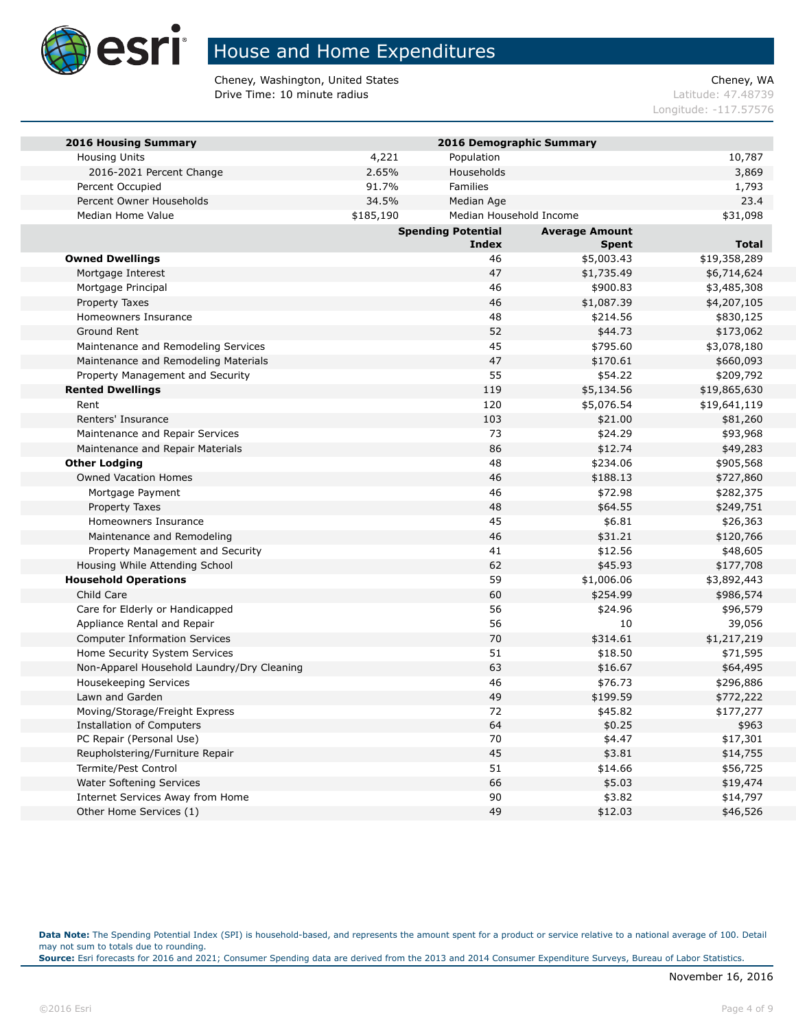# House and Home Expenditures

Cheney, Washington, United States
Drive Time: 10 minute radius

Cheney, WA
Latitude: 47.48739
Longitude: -117.57576

| 2016 Housing Summary | | 2016 Demographic Summary | |
|---|---|---|---|
| Housing Units | 4,221 | Population | 10,787 |
| 2016-2021 Percent Change | 2.65% | Households | 3,869 |
| Percent Occupied | 91.7% | Families | 1,793 |
| Percent Owner Households | 34.5% | Median Age | 23.4 |
| Median Home Value | $185,190 | Median Household Income | $31,098 |

| | Spending Potential Index | Average Amount Spent | Total |
|---|---|---|---|
| **Owned Dwellings** | 46 | $5,003.43 | $19,358,289 |
| Mortgage Interest | 47 | $1,735.49 | $6,714,624 |
| Mortgage Principal | 46 | $900.83 | $3,485,308 |
| Property Taxes | 46 | $1,087.39 | $4,207,105 |
| Homeowners Insurance | 48 | $214.56 | $830,125 |
| Ground Rent | 52 | $44.73 | $173,062 |
| Maintenance and Remodeling Services | 45 | $795.60 | $3,078,180 |
| Maintenance and Remodeling Materials | 47 | $170.61 | $660,093 |
| Property Management and Security | 55 | $54.22 | $209,792 |
| **Rented Dwellings** | 119 | $5,134.56 | $19,865,630 |
| Rent | 120 | $5,076.54 | $19,641,119 |
| Renters' Insurance | 103 | $21.00 | $81,260 |
| Maintenance and Repair Services | 73 | $24.29 | $93,968 |
| Maintenance and Repair Materials | 86 | $12.74 | $49,283 |
| **Other Lodging** | 48 | $234.06 | $905,568 |
| Owned Vacation Homes | 46 | $188.13 | $727,860 |
| Mortgage Payment | 46 | $72.98 | $282,375 |
| Property Taxes | 48 | $64.55 | $249,751 |
| Homeowners Insurance | 45 | $6.81 | $26,363 |
| Maintenance and Remodeling | 46 | $31.21 | $120,766 |
| Property Management and Security | 41 | $12.56 | $48,605 |
| Housing While Attending School | 62 | $45.93 | $177,708 |
| **Household Operations** | 59 | $1,006.06 | $3,892,443 |
| Child Care | 60 | $254.99 | $986,574 |
| Care for Elderly or Handicapped | 56 | $24.96 | $96,579 |
| Appliance Rental and Repair | 56 | 10 | 39,056 |
| Computer Information Services | 70 | $314.61 | $1,217,219 |
| Home Security System Services | 51 | $18.50 | $71,595 |
| Non-Apparel Household Laundry/Dry Cleaning | 63 | $16.67 | $64,495 |
| Housekeeping Services | 46 | $76.73 | $296,886 |
| Lawn and Garden | 49 | $199.59 | $772,222 |
| Moving/Storage/Freight Express | 72 | $45.82 | $177,277 |
| Installation of Computers | 64 | $0.25 | $963 |
| PC Repair (Personal Use) | 70 | $4.47 | $17,301 |
| Reupholstering/Furniture Repair | 45 | $3.81 | $14,755 |
| Termite/Pest Control | 51 | $14.66 | $56,725 |
| Water Softening Services | 66 | $5.03 | $19,474 |
| Internet Services Away from Home | 90 | $3.82 | $14,797 |
| Other Home Services (1) | 49 | $12.03 | $46,526 |

**Data Note:** The Spending Potential Index (SPI) is household-based, and represents the amount spent for a product or service relative to a national average of 100. Detail may not sum to totals due to rounding.
**Source:** Esri forecasts for 2016 and 2021; Consumer Spending data are derived from the 2013 and 2014 Consumer Expenditure Surveys, Bureau of Labor Statistics.

November 16, 2016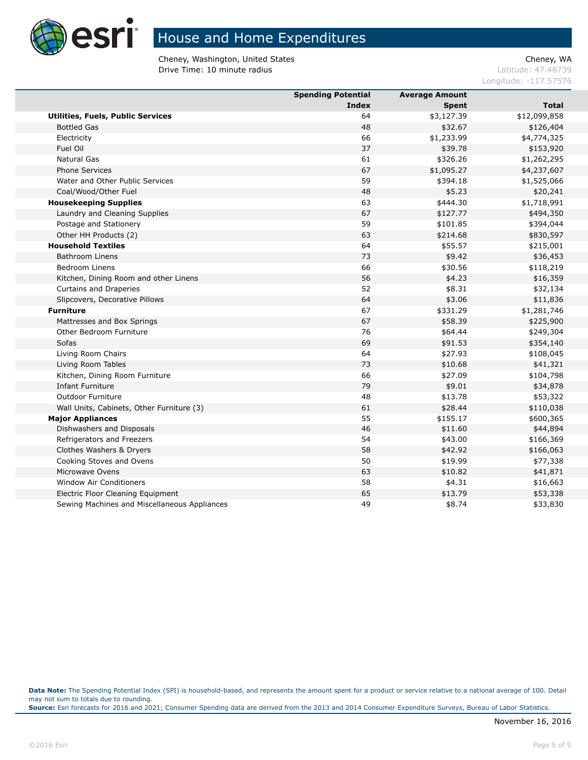# House and Home Expenditures

Cheney, Washington, United States
Drive Time: 10 minute radius

Cheney, WA
Latitude: 47.48739
Longitude: -117.57576

| | Spending Potential Index | Average Amount Spent | Total |
|---|---|---|---|
| **Utilities, Fuels, Public Services** | 64 | $3,127.39 | $12,099,858 |
| Bottled Gas | 48 | $32.67 | $126,404 |
| Electricity | 66 | $1,233.99 | $4,774,325 |
| Fuel Oil | 37 | $39.78 | $153,920 |
| Natural Gas | 61 | $326.26 | $1,262,295 |
| Phone Services | 67 | $1,095.27 | $4,237,607 |
| Water and Other Public Services | 59 | $394.18 | $1,525,066 |
| Coal/Wood/Other Fuel | 48 | $5.23 | $20,241 |
| **Housekeeping Supplies** | 63 | $444.30 | $1,718,991 |
| Laundry and Cleaning Supplies | 67 | $127.77 | $494,350 |
| Postage and Stationery | 59 | $101.85 | $394,044 |
| Other HH Products (2) | 63 | $214.68 | $830,597 |
| **Household Textiles** | 64 | $55.57 | $215,001 |
| Bathroom Linens | 73 | $9.42 | $36,453 |
| Bedroom Linens | 66 | $30.56 | $118,219 |
| Kitchen, Dining Room and other Linens | 56 | $4.23 | $16,359 |
| Curtains and Draperies | 52 | $8.31 | $32,134 |
| Slipcovers, Decorative Pillows | 64 | $3.06 | $11,836 |
| **Furniture** | 67 | $331.29 | $1,281,746 |
| Mattresses and Box Springs | 67 | $58.39 | $225,900 |
| Other Bedroom Furniture | 76 | $64.44 | $249,304 |
| Sofas | 69 | $91.53 | $354,140 |
| Living Room Chairs | 64 | $27.93 | $108,045 |
| Living Room Tables | 73 | $10.68 | $41,321 |
| Kitchen, Dining Room Furniture | 66 | $27.09 | $104,798 |
| Infant Furniture | 79 | $9.01 | $34,878 |
| Outdoor Furniture | 48 | $13.78 | $53,322 |
| Wall Units, Cabinets, Other Furniture (3) | 61 | $28.44 | $110,038 |
| **Major Appliances** | 55 | $155.17 | $600,365 |
| Dishwashers and Disposals | 46 | $11.60 | $44,894 |
| Refrigerators and Freezers | 54 | $43.00 | $166,369 |
| Clothes Washers & Dryers | 58 | $42.92 | $166,063 |
| Cooking Stoves and Ovens | 50 | $19.99 | $77,338 |
| Microwave Ovens | 63 | $10.82 | $41,871 |
| Window Air Conditioners | 58 | $4.31 | $16,663 |
| Electric Floor Cleaning Equipment | 65 | $13.79 | $53,338 |
| Sewing Machines and Miscellaneous Appliances | 49 | $8.74 | $33,830 |

**Data Note:** The Spending Potential Index (SPI) is household-based, and represents the amount spent for a product or service relative to a national average of 100. Detail may not sum to totals due to rounding.
**Source:** Esri forecasts for 2016 and 2021; Consumer Spending data are derived from the 2013 and 2014 Consumer Expenditure Surveys, Bureau of Labor Statistics.

November 16, 2016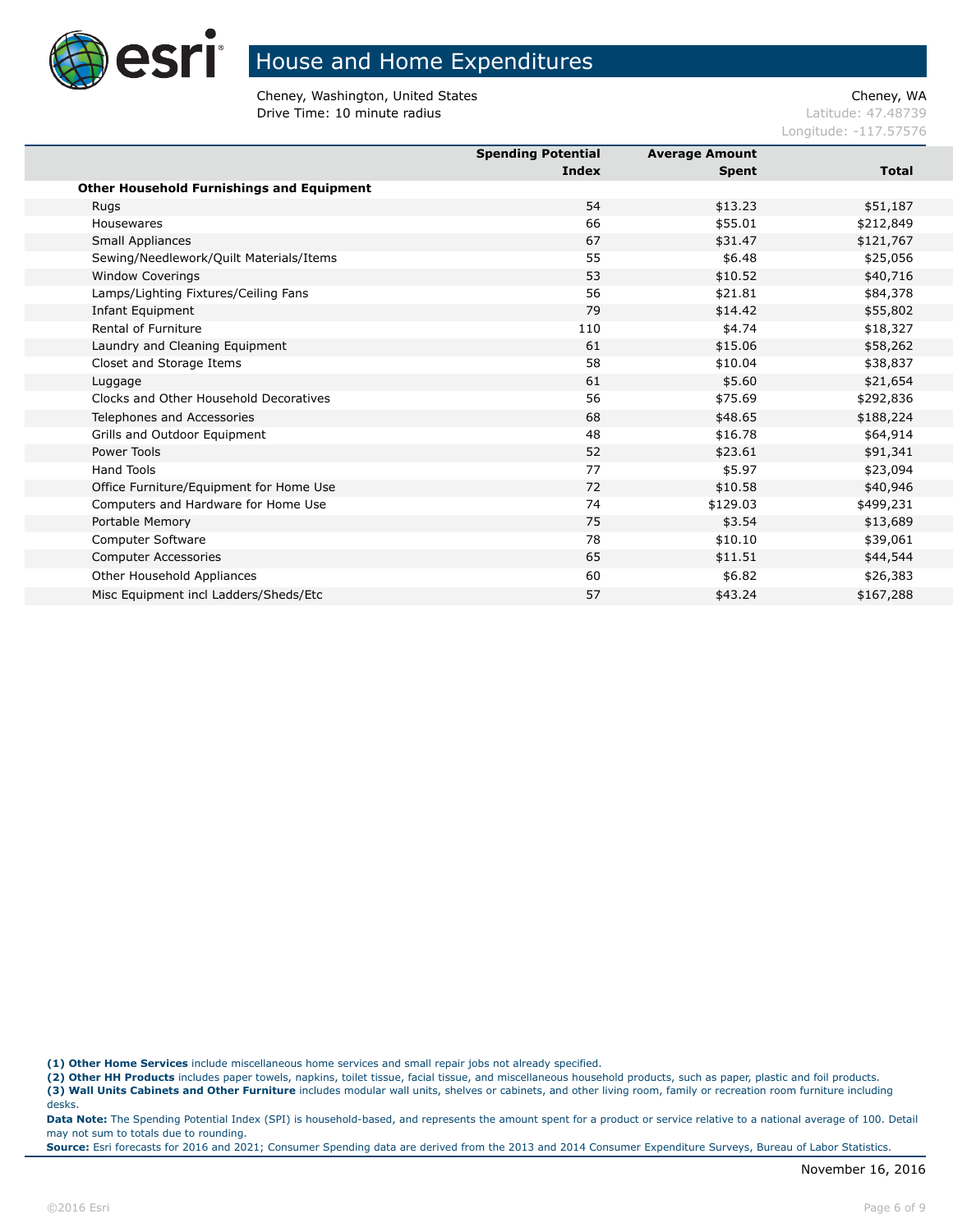# House and Home Expenditures

Cheney, Washington, United States
Drive Time: 10 minute radius

Cheney, WA
Latitude: 47.48739
Longitude: -117.57576

| | Spending Potential Index | Average Amount Spent | Total |
|---|---|---|---|
| **Other Household Furnishings and Equipment** | | | |
| Rugs | 54 | $13.23 | $51,187 |
| Housewares | 66 | $55.01 | $212,849 |
| Small Appliances | 67 | $31.47 | $121,767 |
| Sewing/Needlework/Quilt Materials/Items | 55 | $6.48 | $25,056 |
| Window Coverings | 53 | $10.52 | $40,716 |
| Lamps/Lighting Fixtures/Ceiling Fans | 56 | $21.81 | $84,378 |
| Infant Equipment | 79 | $14.42 | $55,802 |
| Rental of Furniture | 110 | $4.74 | $18,327 |
| Laundry and Cleaning Equipment | 61 | $15.06 | $58,262 |
| Closet and Storage Items | 58 | $10.04 | $38,837 |
| Luggage | 61 | $5.60 | $21,654 |
| Clocks and Other Household Decoratives | 56 | $75.69 | $292,836 |
| Telephones and Accessories | 68 | $48.65 | $188,224 |
| Grills and Outdoor Equipment | 48 | $16.78 | $64,914 |
| Power Tools | 52 | $23.61 | $91,341 |
| Hand Tools | 77 | $5.97 | $23,094 |
| Office Furniture/Equipment for Home Use | 72 | $10.58 | $40,946 |
| Computers and Hardware for Home Use | 74 | $129.03 | $499,231 |
| Portable Memory | 75 | $3.54 | $13,689 |
| Computer Software | 78 | $10.10 | $39,061 |
| Computer Accessories | 65 | $11.51 | $44,544 |
| Other Household Appliances | 60 | $6.82 | $26,383 |
| Misc Equipment incl Ladders/Sheds/Etc | 57 | $43.24 | $167,288 |

**(1) Other Home Services** include miscellaneous home services and small repair jobs not already specified.
**(2) Other HH Products** includes paper towels, napkins, toilet tissue, facial tissue, and miscellaneous household products, such as paper, plastic and foil products.
**(3) Wall Units Cabinets and Other Furniture** includes modular wall units, shelves or cabinets, and other living room, family or recreation room furniture including desks.
**Data Note:** The Spending Potential Index (SPI) is household-based, and represents the amount spent for a product or service relative to a national average of 100. Detail may not sum to totals due to rounding.
**Source:** Esri forecasts for 2016 and 2021; Consumer Spending data are derived from the 2013 and 2014 Consumer Expenditure Surveys, Bureau of Labor Statistics.

November 16, 2016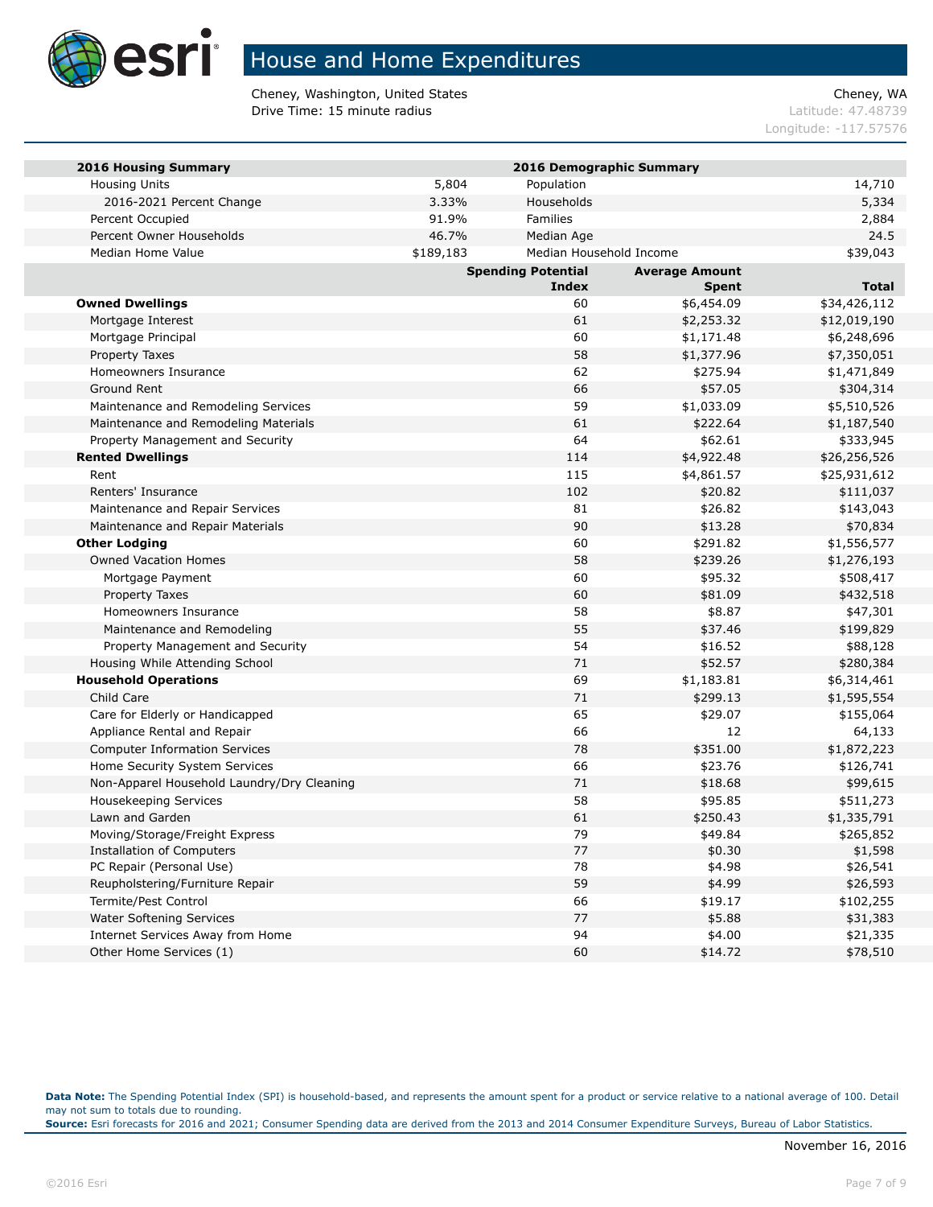# House and Home Expenditures

Cheney, Washington, United States
Drive Time: 15 minute radius

Cheney, WA
Latitude: 47.48739
Longitude: -117.57576

| 2016 Housing Summary | | 2016 Demographic Summary | |
|---|---|---|---|
| Housing Units | 5,804 | Population | 14,710 |
| 2016-2021 Percent Change | 3.33% | Households | 5,334 |
| Percent Occupied | 91.9% | Families | 2,884 |
| Percent Owner Households | 46.7% | Median Age | 24.5 |
| Median Home Value | $189,183 | Median Household Income | $39,043 |

| | Spending Potential Index | Average Amount Spent | Total |
|---|---|---|---|
| **Owned Dwellings** | 60 | $6,454.09 | $34,426,112 |
| Mortgage Interest | 61 | $2,253.32 | $12,019,190 |
| Mortgage Principal | 60 | $1,171.48 | $6,248,696 |
| Property Taxes | 58 | $1,377.96 | $7,350,051 |
| Homeowners Insurance | 62 | $275.94 | $1,471,849 |
| Ground Rent | 66 | $57.05 | $304,314 |
| Maintenance and Remodeling Services | 59 | $1,033.09 | $5,510,526 |
| Maintenance and Remodeling Materials | 61 | $222.64 | $1,187,540 |
| Property Management and Security | 64 | $62.61 | $333,945 |
| **Rented Dwellings** | 114 | $4,922.48 | $26,256,526 |
| Rent | 115 | $4,861.57 | $25,931,612 |
| Renters' Insurance | 102 | $20.82 | $111,037 |
| Maintenance and Repair Services | 81 | $26.82 | $143,043 |
| Maintenance and Repair Materials | 90 | $13.28 | $70,834 |
| **Other Lodging** | 60 | $291.82 | $1,556,577 |
| Owned Vacation Homes | 58 | $239.26 | $1,276,193 |
| Mortgage Payment | 60 | $95.32 | $508,417 |
| Property Taxes | 60 | $81.09 | $432,518 |
| Homeowners Insurance | 58 | $8.87 | $47,301 |
| Maintenance and Remodeling | 55 | $37.46 | $199,829 |
| Property Management and Security | 54 | $16.52 | $88,128 |
| Housing While Attending School | 71 | $52.57 | $280,384 |
| **Household Operations** | 69 | $1,183.81 | $6,314,461 |
| Child Care | 71 | $299.13 | $1,595,554 |
| Care for Elderly or Handicapped | 65 | $29.07 | $155,064 |
| Appliance Rental and Repair | 66 | 12 | 64,133 |
| Computer Information Services | 78 | $351.00 | $1,872,223 |
| Home Security System Services | 66 | $23.76 | $126,741 |
| Non-Apparel Household Laundry/Dry Cleaning | 71 | $18.68 | $99,615 |
| Housekeeping Services | 58 | $95.85 | $511,273 |
| Lawn and Garden | 61 | $250.43 | $1,335,791 |
| Moving/Storage/Freight Express | 79 | $49.84 | $265,852 |
| Installation of Computers | 77 | $0.30 | $1,598 |
| PC Repair (Personal Use) | 78 | $4.98 | $26,541 |
| Reupholstering/Furniture Repair | 59 | $4.99 | $26,593 |
| Termite/Pest Control | 66 | $19.17 | $102,255 |
| Water Softening Services | 77 | $5.88 | $31,383 |
| Internet Services Away from Home | 94 | $4.00 | $21,335 |
| Other Home Services (1) | 60 | $14.72 | $78,510 |

**Data Note:** The Spending Potential Index (SPI) is household-based, and represents the amount spent for a product or service relative to a national average of 100. Detail may not sum to totals due to rounding.
**Source:** Esri forecasts for 2016 and 2021; Consumer Spending data are derived from the 2013 and 2014 Consumer Expenditure Surveys, Bureau of Labor Statistics.

November 16, 2016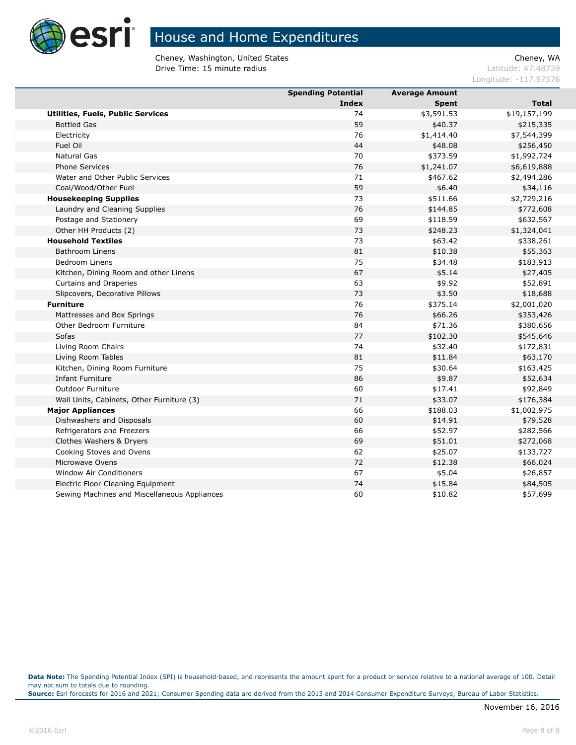# House and Home Expenditures

Cheney, Washington, United States
Drive Time: 15 minute radius

Cheney, WA
Latitude: 47.48739
Longitude: -117.57576

| | Spending Potential Index | Average Amount Spent | Total |
|---|---|---|---|
| **Utilities, Fuels, Public Services** | 74 | $3,591.53 | $19,157,199 |
| Bottled Gas | 59 | $40.37 | $215,335 |
| Electricity | 76 | $1,414.40 | $7,544,399 |
| Fuel Oil | 44 | $48.08 | $256,450 |
| Natural Gas | 70 | $373.59 | $1,992,724 |
| Phone Services | 76 | $1,241.07 | $6,619,888 |
| Water and Other Public Services | 71 | $467.62 | $2,494,286 |
| Coal/Wood/Other Fuel | 59 | $6.40 | $34,116 |
| **Housekeeping Supplies** | 73 | $511.66 | $2,729,216 |
| Laundry and Cleaning Supplies | 76 | $144.85 | $772,608 |
| Postage and Stationery | 69 | $118.59 | $632,567 |
| Other HH Products (2) | 73 | $248.23 | $1,324,041 |
| **Household Textiles** | 73 | $63.42 | $338,261 |
| Bathroom Linens | 81 | $10.38 | $55,363 |
| Bedroom Linens | 75 | $34.48 | $183,913 |
| Kitchen, Dining Room and other Linens | 67 | $5.14 | $27,405 |
| Curtains and Draperies | 63 | $9.92 | $52,891 |
| Slipcovers, Decorative Pillows | 73 | $3.50 | $18,688 |
| **Furniture** | 76 | $375.14 | $2,001,020 |
| Mattresses and Box Springs | 76 | $66.26 | $353,426 |
| Other Bedroom Furniture | 84 | $71.36 | $380,656 |
| Sofas | 77 | $102.30 | $545,646 |
| Living Room Chairs | 74 | $32.40 | $172,831 |
| Living Room Tables | 81 | $11.84 | $63,170 |
| Kitchen, Dining Room Furniture | 75 | $30.64 | $163,425 |
| Infant Furniture | 86 | $9.87 | $52,634 |
| Outdoor Furniture | 60 | $17.41 | $92,849 |
| Wall Units, Cabinets, Other Furniture (3) | 71 | $33.07 | $176,384 |
| **Major Appliances** | 66 | $188.03 | $1,002,975 |
| Dishwashers and Disposals | 60 | $14.91 | $79,528 |
| Refrigerators and Freezers | 66 | $52.97 | $282,566 |
| Clothes Washers & Dryers | 69 | $51.01 | $272,068 |
| Cooking Stoves and Ovens | 62 | $25.07 | $133,727 |
| Microwave Ovens | 72 | $12.38 | $66,024 |
| Window Air Conditioners | 67 | $5.04 | $26,857 |
| Electric Floor Cleaning Equipment | 74 | $15.84 | $84,505 |
| Sewing Machines and Miscellaneous Appliances | 60 | $10.82 | $57,699 |

**Data Note:** The Spending Potential Index (SPI) is household-based, and represents the amount spent for a product or service relative to a national average of 100. Detail may not sum to totals due to rounding.
**Source:** Esri forecasts for 2016 and 2021; Consumer Spending data are derived from the 2013 and 2014 Consumer Expenditure Surveys, Bureau of Labor Statistics.

November 16, 2016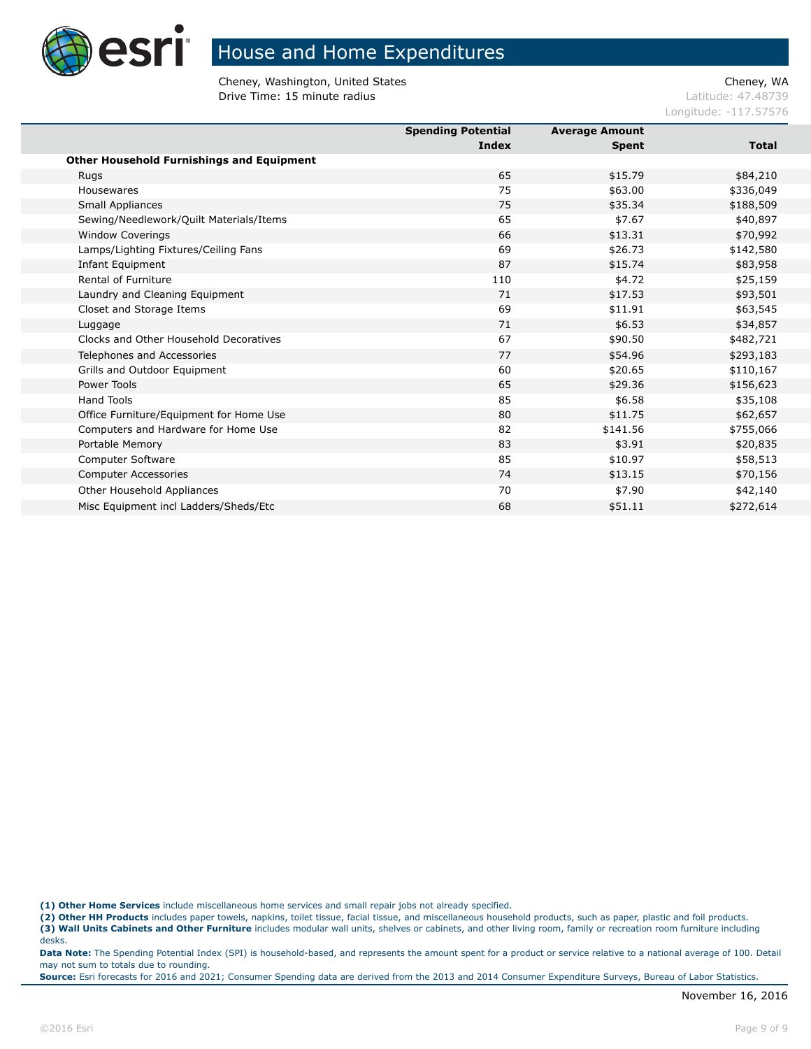# House and Home Expenditures

Cheney, Washington, United States
Drive Time: 15 minute radius

Cheney, WA
Latitude: 47.48739
Longitude: -117.57576

| | Spending Potential Index | Average Amount Spent | Total |
|---|---|---|---|
| **Other Household Furnishings and Equipment** | | | |
| Rugs | 65 | $15.79 | $84,210 |
| Housewares | 75 | $63.00 | $336,049 |
| Small Appliances | 75 | $35.34 | $188,509 |
| Sewing/Needlework/Quilt Materials/Items | 65 | $7.67 | $40,897 |
| Window Coverings | 66 | $13.31 | $70,992 |
| Lamps/Lighting Fixtures/Ceiling Fans | 69 | $26.73 | $142,580 |
| Infant Equipment | 87 | $15.74 | $83,958 |
| Rental of Furniture | 110 | $4.72 | $25,159 |
| Laundry and Cleaning Equipment | 71 | $17.53 | $93,501 |
| Closet and Storage Items | 69 | $11.91 | $63,545 |
| Luggage | 71 | $6.53 | $34,857 |
| Clocks and Other Household Decoratives | 67 | $90.50 | $482,721 |
| Telephones and Accessories | 77 | $54.96 | $293,183 |
| Grills and Outdoor Equipment | 60 | $20.65 | $110,167 |
| Power Tools | 65 | $29.36 | $156,623 |
| Hand Tools | 85 | $6.58 | $35,108 |
| Office Furniture/Equipment for Home Use | 80 | $11.75 | $62,657 |
| Computers and Hardware for Home Use | 82 | $141.56 | $755,066 |
| Portable Memory | 83 | $3.91 | $20,835 |
| Computer Software | 85 | $10.97 | $58,513 |
| Computer Accessories | 74 | $13.15 | $70,156 |
| Other Household Appliances | 70 | $7.90 | $42,140 |
| Misc Equipment incl Ladders/Sheds/Etc | 68 | $51.11 | $272,614 |

**(1) Other Home Services** include miscellaneous home services and small repair jobs not already specified.
**(2) Other HH Products** includes paper towels, napkins, toilet tissue, facial tissue, and miscellaneous household products, such as paper, plastic and foil products.
**(3) Wall Units Cabinets and Other Furniture** includes modular wall units, shelves or cabinets, and other living room, family or recreation room furniture including desks.
**Data Note:** The Spending Potential Index (SPI) is household-based, and represents the amount spent for a product or service relative to a national average of 100. Detail may not sum to totals due to rounding.
**Source:** Esri forecasts for 2016 and 2021; Consumer Spending data are derived from the 2013 and 2014 Consumer Expenditure Surveys, Bureau of Labor Statistics.

November 16, 2016